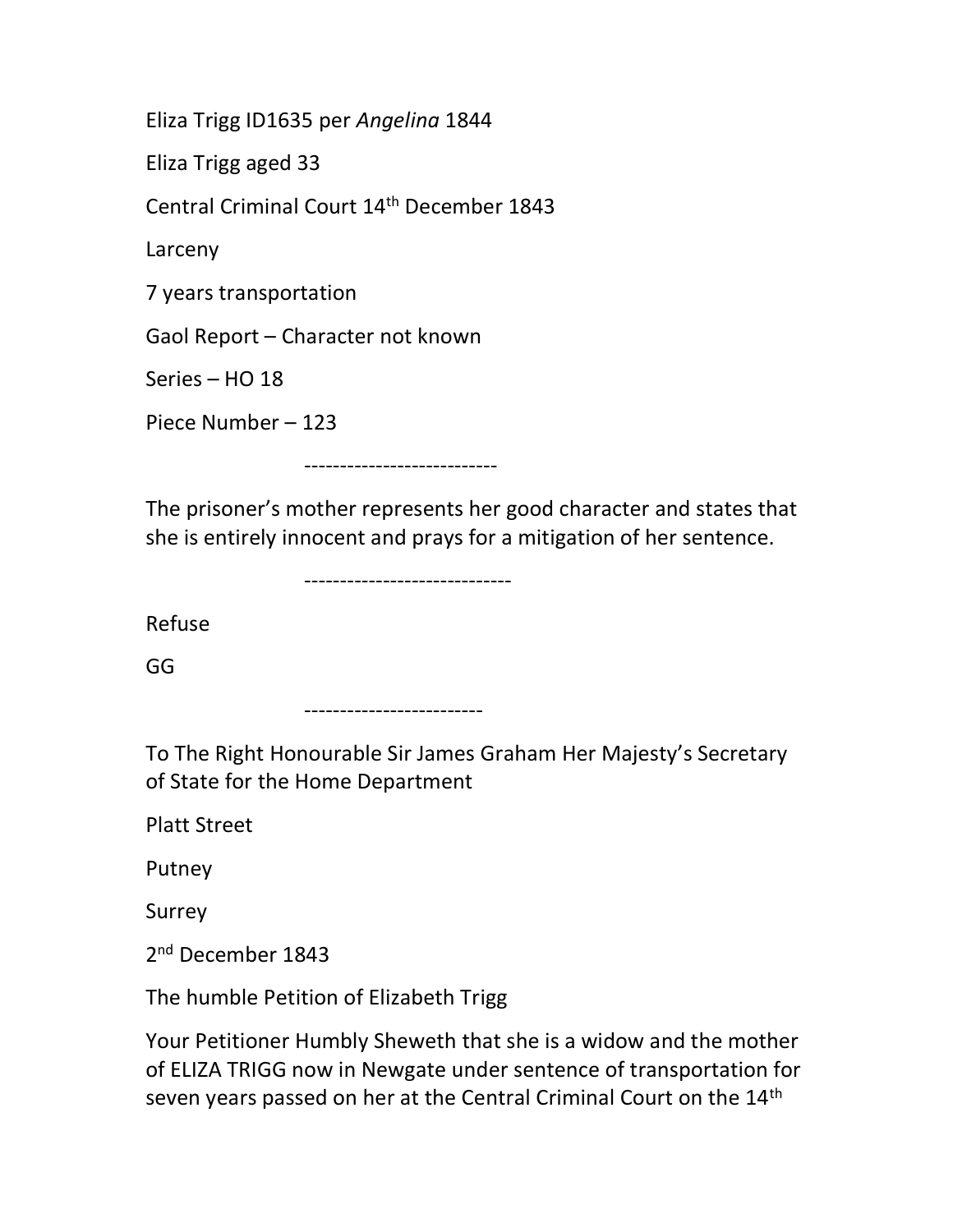Eliza Trigg ID1635 per *Angelina* 1844

Eliza Trigg aged 33

Central Criminal Court 14th December 1843

Larceny

7 years transportation

Gaol Report – Character not known

Series – HO 18

Piece Number – 123

---------------------------

The prisoner's mother represents her good character and states that she is entirely innocent and prays for a mitigation of her sentence.

-----------------------------

Refuse

GG

-------------------------

To The Right Honourable Sir James Graham Her Majesty's Secretary of State for the Home Department

Platt Street

Putney

Surrey

2nd December 1843

The humble Petition of Elizabeth Trigg

Your Petitioner Humbly Sheweth that she is a widow and the mother of ELIZA TRIGG now in Newgate under sentence of transportation for seven years passed on her at the Central Criminal Court on the 14th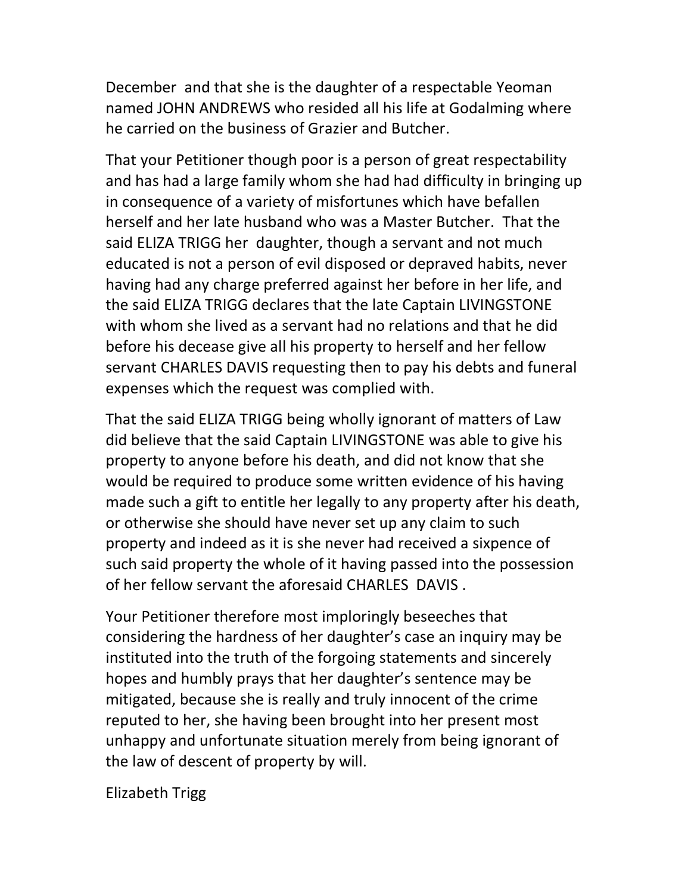December  and that she is the daughter of a respectable Yeoman named JOHN ANDREWS who resided all his life at Godalming where he carried on the business of Grazier and Butcher.

That your Petitioner though poor is a person of great respectability and has had a large family whom she had had difficulty in bringing up in consequence of a variety of misfortunes which have befallen herself and her late husband who was a Master Butcher.  That the said ELIZA TRIGG her  daughter, though a servant and not much educated is not a person of evil disposed or depraved habits, never having had any charge preferred against her before in her life, and the said ELIZA TRIGG declares that the late Captain LIVINGSTONE with whom she lived as a servant had no relations and that he did before his decease give all his property to herself and her fellow servant CHARLES DAVIS requesting then to pay his debts and funeral expenses which the request was complied with.

That the said ELIZA TRIGG being wholly ignorant of matters of Law did believe that the said Captain LIVINGSTONE was able to give his property to anyone before his death, and did not know that she would be required to produce some written evidence of his having made such a gift to entitle her legally to any property after his death, or otherwise she should have never set up any claim to such property and indeed as it is she never had received a sixpence of such said property the whole of it having passed into the possession of her fellow servant the aforesaid CHARLES  DAVIS .

Your Petitioner therefore most imploringly beseeches that considering the hardness of her daughter's case an inquiry may be instituted into the truth of the forgoing statements and sincerely hopes and humbly prays that her daughter's sentence may be mitigated, because she is really and truly innocent of the crime reputed to her, she having been brought into her present most unhappy and unfortunate situation merely from being ignorant of the law of descent of property by will.

Elizabeth Trigg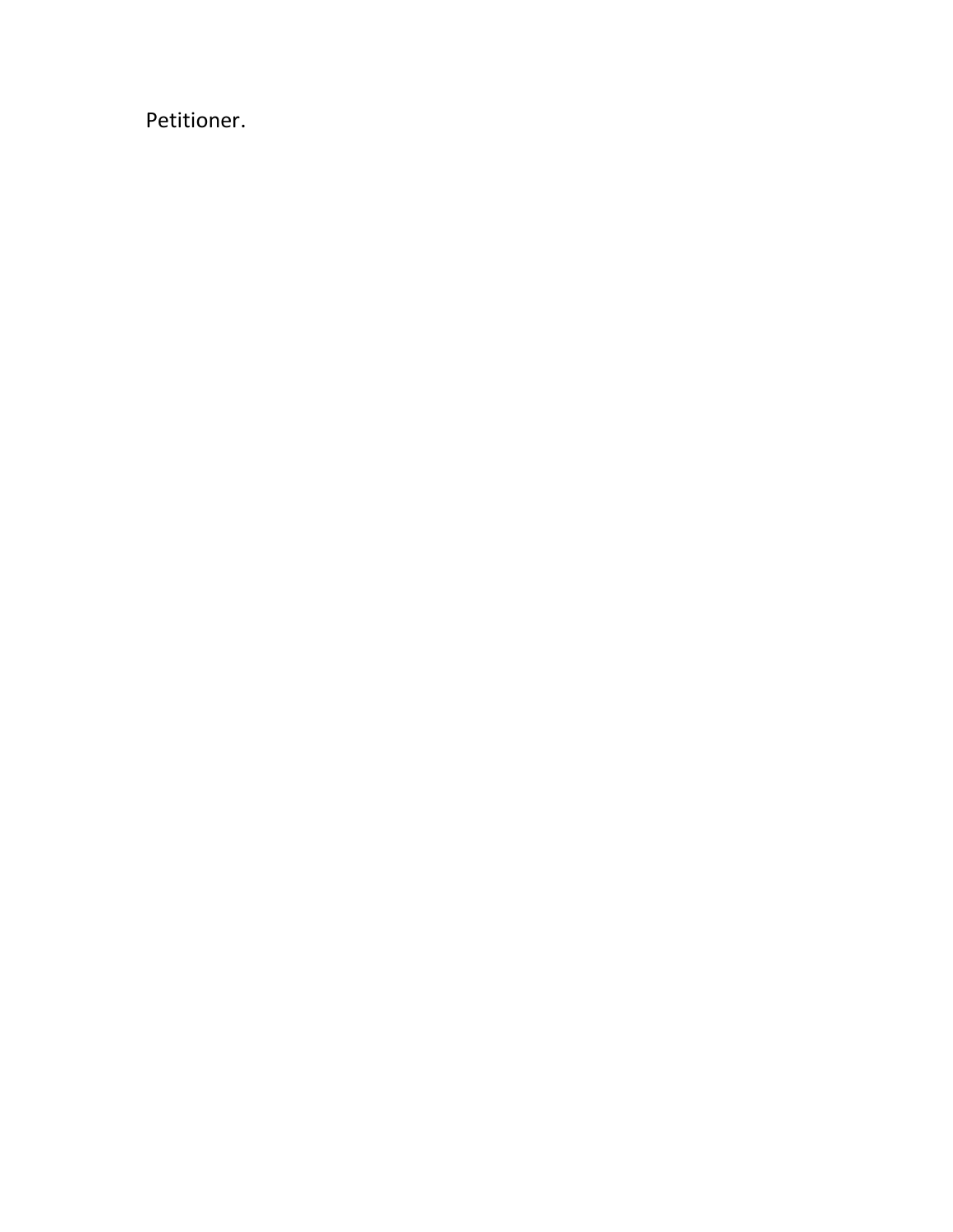Petitioner.